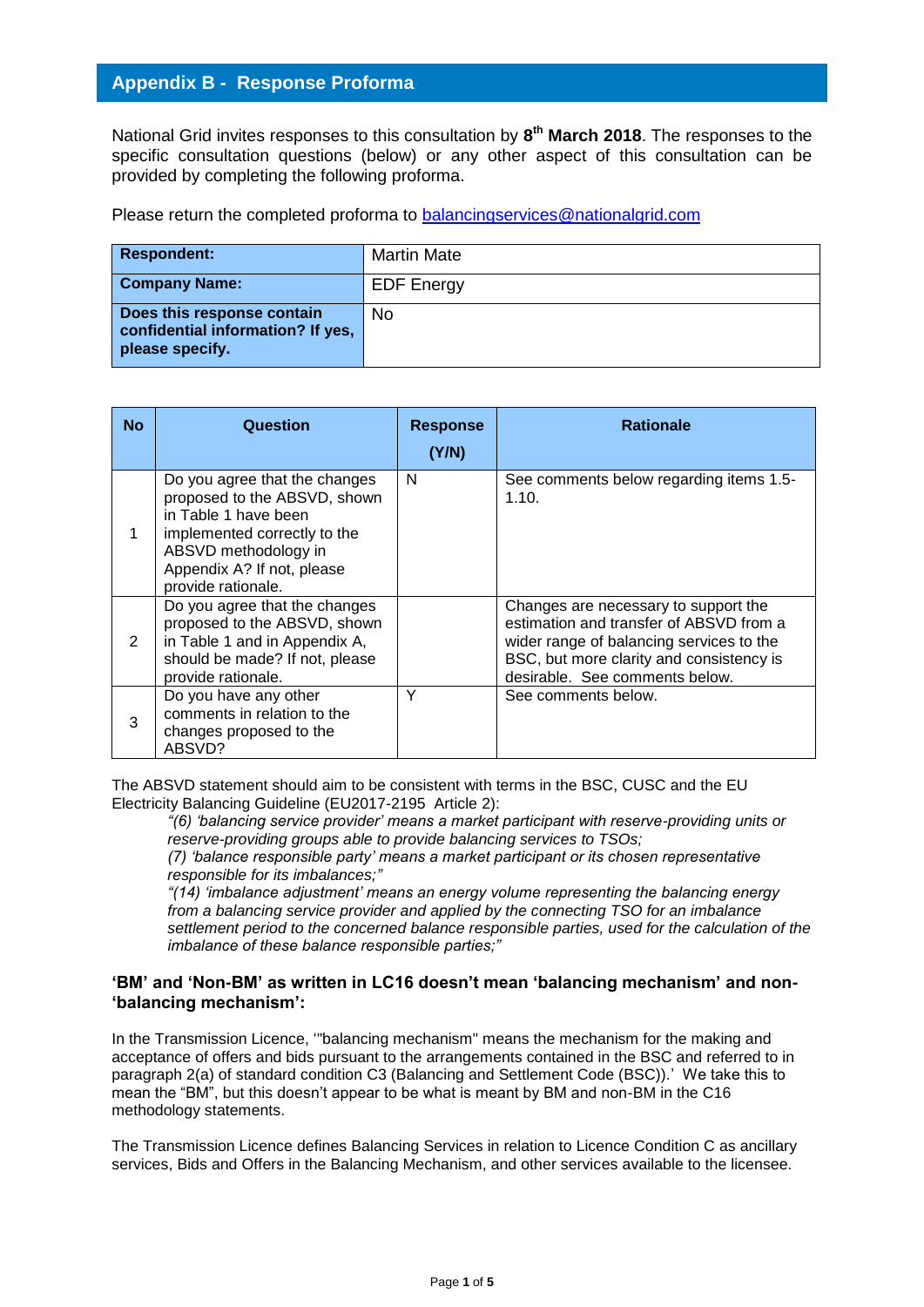## Appendix B - Response Proforma

National Grid invites responses to this consultation by **8th March 2018**. The responses to the specific consultation questions (below) or any other aspect of this consultation can be provided by completing the following proforma.

Please return the completed proforma to [balancingservices@nationalgrid.com](mailto:balancingservices@nationalgrid.com)

| **Respondent:** | Martin Mate |
|---|---|
| **Company Name:** | EDF Energy |
| **Does this response contain confidential information? If yes, please specify.** | No |

| No | Question | Response (Y/N) | Rationale |
|---|---|---|---|
| 1 | Do you agree that the changes proposed to the ABSVD, shown in Table 1 have been implemented correctly to the ABSVD methodology in Appendix A? If not, please provide rationale. | N | See comments below regarding items 1.5-1.10. |
| 2 | Do you agree that the changes proposed to the ABSVD, shown in Table 1 and in Appendix A, should be made? If not, please provide rationale. | | Changes are necessary to support the estimation and transfer of ABSVD from a wider range of balancing services to the BSC, but more clarity and consistency is desirable. See comments below. |
| 3 | Do you have any other comments in relation to the changes proposed to the ABSVD? | Y | See comments below. |

The ABSVD statement should aim to be consistent with terms in the BSC, CUSC and the EU Electricity Balancing Guideline (EU2017-2195 Article 2):

> *"(6) 'balancing service provider' means a market participant with reserve-providing units or reserve-providing groups able to provide balancing services to TSOs;*
> *(7) 'balance responsible party' means a market participant or its chosen representative responsible for its imbalances;"*
> *"(14) 'imbalance adjustment' means an energy volume representing the balancing energy from a balancing service provider and applied by the connecting TSO for an imbalance settlement period to the concerned balance responsible parties, used for the calculation of the imbalance of these balance responsible parties;"*

### 'BM' and 'Non-BM' as written in LC16 doesn't mean 'balancing mechanism' and non-'balancing mechanism':

In the Transmission Licence, '"balancing mechanism" means the mechanism for the making and acceptance of offers and bids pursuant to the arrangements contained in the BSC and referred to in paragraph 2(a) of standard condition C3 (Balancing and Settlement Code (BSC)).' We take this to mean the "BM", but this doesn't appear to be what is meant by BM and non-BM in the C16 methodology statements.

The Transmission Licence defines Balancing Services in relation to Licence Condition C as ancillary services, Bids and Offers in the Balancing Mechanism, and other services available to the licensee.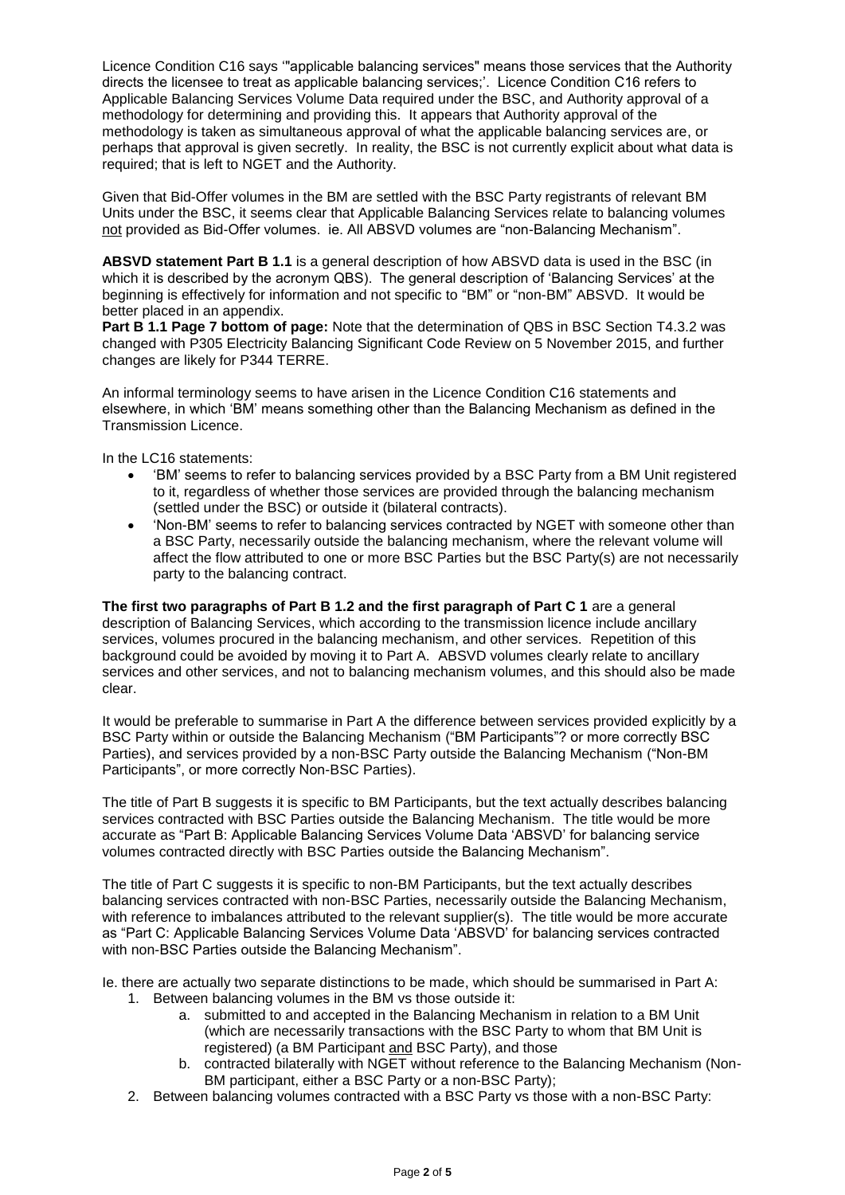Licence Condition C16 says '"applicable balancing services" means those services that the Authority directs the licensee to treat as applicable balancing services;'. Licence Condition C16 refers to Applicable Balancing Services Volume Data required under the BSC, and Authority approval of a methodology for determining and providing this. It appears that Authority approval of the methodology is taken as simultaneous approval of what the applicable balancing services are, or perhaps that approval is given secretly. In reality, the BSC is not currently explicit about what data is required; that is left to NGET and the Authority.

Given that Bid-Offer volumes in the BM are settled with the BSC Party registrants of relevant BM Units under the BSC, it seems clear that Applicable Balancing Services relate to balancing volumes not provided as Bid-Offer volumes. ie. All ABSVD volumes are "non-Balancing Mechanism".

**ABSVD statement Part B 1.1** is a general description of how ABSVD data is used in the BSC (in which it is described by the acronym QBS). The general description of 'Balancing Services' at the beginning is effectively for information and not specific to "BM" or "non-BM" ABSVD. It would be better placed in an appendix.

**Part B 1.1 Page 7 bottom of page:** Note that the determination of QBS in BSC Section T4.3.2 was changed with P305 Electricity Balancing Significant Code Review on 5 November 2015, and further changes are likely for P344 TERRE.

An informal terminology seems to have arisen in the Licence Condition C16 statements and elsewhere, in which 'BM' means something other than the Balancing Mechanism as defined in the Transmission Licence.

In the LC16 statements:

- 'BM' seems to refer to balancing services provided by a BSC Party from a BM Unit registered to it, regardless of whether those services are provided through the balancing mechanism (settled under the BSC) or outside it (bilateral contracts).
- 'Non-BM' seems to refer to balancing services contracted by NGET with someone other than a BSC Party, necessarily outside the balancing mechanism, where the relevant volume will affect the flow attributed to one or more BSC Parties but the BSC Party(s) are not necessarily party to the balancing contract.

**The first two paragraphs of Part B 1.2 and the first paragraph of Part C 1** are a general description of Balancing Services, which according to the transmission licence include ancillary services, volumes procured in the balancing mechanism, and other services. Repetition of this background could be avoided by moving it to Part A. ABSVD volumes clearly relate to ancillary services and other services, and not to balancing mechanism volumes, and this should also be made clear.

It would be preferable to summarise in Part A the difference between services provided explicitly by a BSC Party within or outside the Balancing Mechanism ("BM Participants"? or more correctly BSC Parties), and services provided by a non-BSC Party outside the Balancing Mechanism ("Non-BM Participants", or more correctly Non-BSC Parties).

The title of Part B suggests it is specific to BM Participants, but the text actually describes balancing services contracted with BSC Parties outside the Balancing Mechanism. The title would be more accurate as "Part B: Applicable Balancing Services Volume Data 'ABSVD' for balancing service volumes contracted directly with BSC Parties outside the Balancing Mechanism".

The title of Part C suggests it is specific to non-BM Participants, but the text actually describes balancing services contracted with non-BSC Parties, necessarily outside the Balancing Mechanism, with reference to imbalances attributed to the relevant supplier(s). The title would be more accurate as "Part C: Applicable Balancing Services Volume Data 'ABSVD' for balancing services contracted with non-BSC Parties outside the Balancing Mechanism".

Ie. there are actually two separate distinctions to be made, which should be summarised in Part A:

1. Between balancing volumes in the BM vs those outside it:
   a. submitted to and accepted in the Balancing Mechanism in relation to a BM Unit (which are necessarily transactions with the BSC Party to whom that BM Unit is registered) (a BM Participant and BSC Party), and those
   b. contracted bilaterally with NGET without reference to the Balancing Mechanism (Non-BM participant, either a BSC Party or a non-BSC Party);
2. Between balancing volumes contracted with a BSC Party vs those with a non-BSC Party: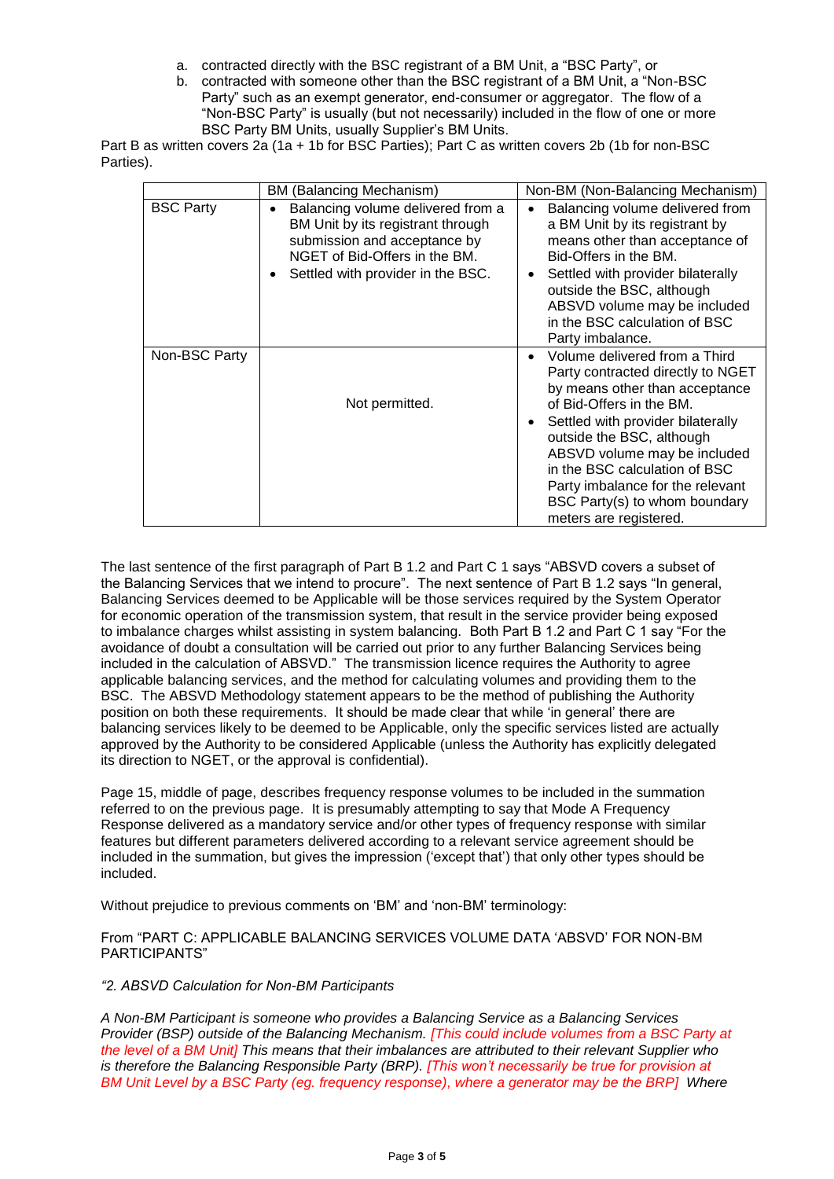a. contracted directly with the BSC registrant of a BM Unit, a "BSC Party", or
b. contracted with someone other than the BSC registrant of a BM Unit, a "Non-BSC Party" such as an exempt generator, end-consumer or aggregator. The flow of a "Non-BSC Party" is usually (but not necessarily) included in the flow of one or more BSC Party BM Units, usually Supplier's BM Units.

Part B as written covers 2a (1a + 1b for BSC Parties); Part C as written covers 2b (1b for non-BSC Parties).

| | BM (Balancing Mechanism) | Non-BM (Non-Balancing Mechanism) |
|---|---|---|
| BSC Party | • Balancing volume delivered from a BM Unit by its registrant through submission and acceptance by NGET of Bid-Offers in the BM.<br>• Settled with provider in the BSC. | • Balancing volume delivered from a BM Unit by its registrant by means other than acceptance of Bid-Offers in the BM.<br>• Settled with provider bilaterally outside the BSC, although ABSVD volume may be included in the BSC calculation of BSC Party imbalance. |
| Non-BSC Party | Not permitted. | • Volume delivered from a Third Party contracted directly to NGET by means other than acceptance of Bid-Offers in the BM.<br>• Settled with provider bilaterally outside the BSC, although ABSVD volume may be included in the BSC calculation of BSC Party imbalance for the relevant BSC Party(s) to whom boundary meters are registered. |

The last sentence of the first paragraph of Part B 1.2 and Part C 1 says "ABSVD covers a subset of the Balancing Services that we intend to procure". The next sentence of Part B 1.2 says "In general, Balancing Services deemed to be Applicable will be those services required by the System Operator for economic operation of the transmission system, that result in the service provider being exposed to imbalance charges whilst assisting in system balancing. Both Part B 1.2 and Part C 1 say "For the avoidance of doubt a consultation will be carried out prior to any further Balancing Services being included in the calculation of ABSVD." The transmission licence requires the Authority to agree applicable balancing services, and the method for calculating volumes and providing them to the BSC. The ABSVD Methodology statement appears to be the method of publishing the Authority position on both these requirements. It should be made clear that while 'in general' there are balancing services likely to be deemed to be Applicable, only the specific services listed are actually approved by the Authority to be considered Applicable (unless the Authority has explicitly delegated its direction to NGET, or the approval is confidential).

Page 15, middle of page, describes frequency response volumes to be included in the summation referred to on the previous page. It is presumably attempting to say that Mode A Frequency Response delivered as a mandatory service and/or other types of frequency response with similar features but different parameters delivered according to a relevant service agreement should be included in the summation, but gives the impression ('except that') that only other types should be included.

Without prejudice to previous comments on 'BM' and 'non-BM' terminology:

From "PART C: APPLICABLE BALANCING SERVICES VOLUME DATA 'ABSVD' FOR NON-BM PARTICIPANTS"

*"2. ABSVD Calculation for Non-BM Participants*

*A Non-BM Participant is someone who provides a Balancing Service as a Balancing Services Provider (BSP) outside of the Balancing Mechanism. [This could include volumes from a BSC Party at the level of a BM Unit] This means that their imbalances are attributed to their relevant Supplier who is therefore the Balancing Responsible Party (BRP). [This won't necessarily be true for provision at BM Unit Level by a BSC Party (eg. frequency response), where a generator may be the BRP] Where*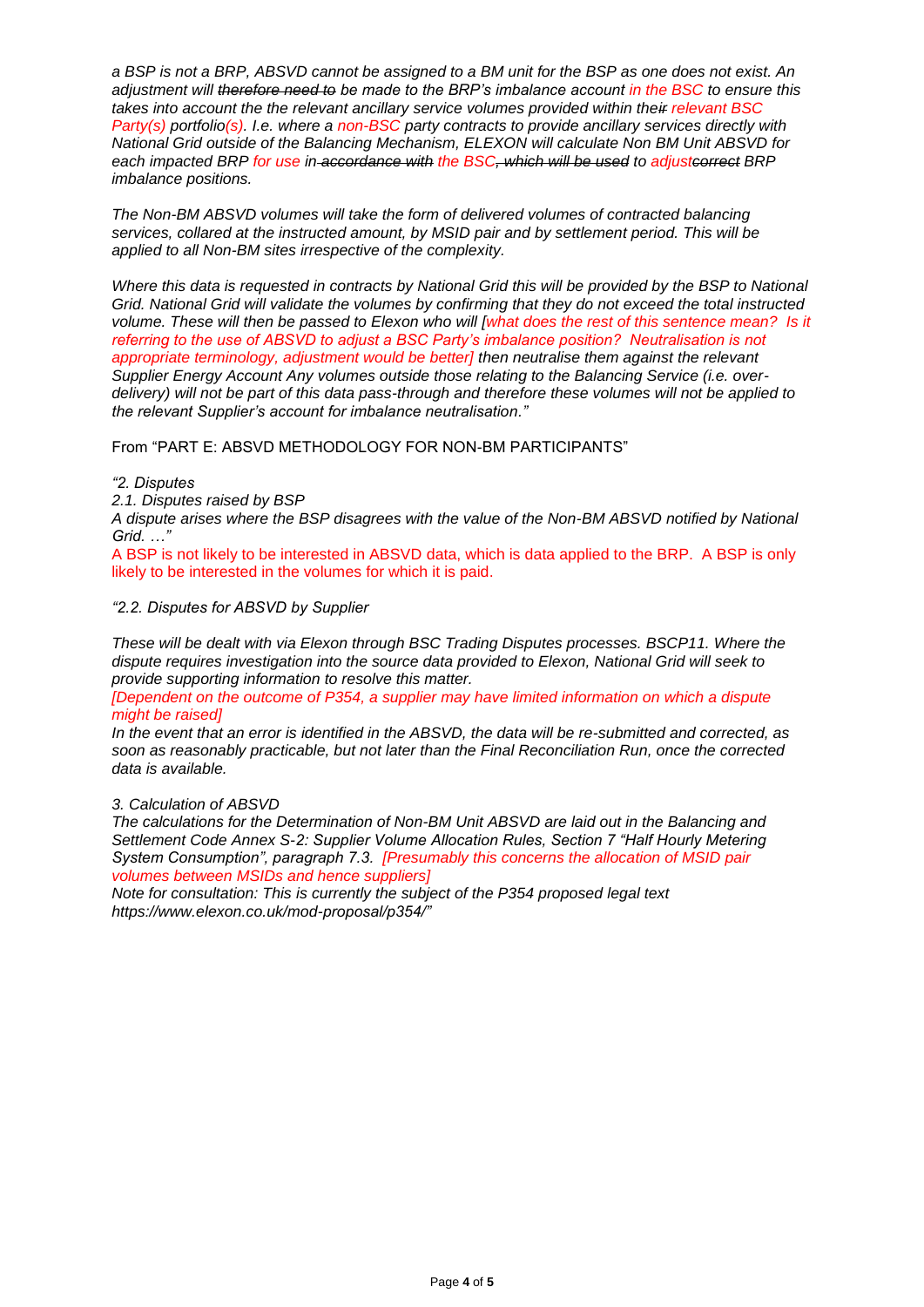*a BSP is not a BRP, ABSVD cannot be assigned to a BM unit for the BSP as one does not exist. An adjustment will ~~therefore need to~~ be made to the BRP's imbalance account in the BSC to ensure this takes into account the the relevant ancillary service volumes provided within thei~~r~~ relevant BSC Party(s) portfolio(s). I.e. where a non-BSC party contracts to provide ancillary services directly with National Grid outside of the Balancing Mechanism, ELEXON will calculate Non BM Unit ABSVD for each impacted BRP for use in ~~accordance with~~ the BSC~~, which will be used~~ to adjust~~correct~~ BRP imbalance positions.*

*The Non-BM ABSVD volumes will take the form of delivered volumes of contracted balancing services, collared at the instructed amount, by MSID pair and by settlement period. This will be applied to all Non-BM sites irrespective of the complexity.*

*Where this data is requested in contracts by National Grid this will be provided by the BSP to National Grid. National Grid will validate the volumes by confirming that they do not exceed the total instructed volume. These will then be passed to Elexon who will [what does the rest of this sentence mean? Is it referring to the use of ABSVD to adjust a BSC Party's imbalance position? Neutralisation is not appropriate terminology, adjustment would be better] then neutralise them against the relevant Supplier Energy Account Any volumes outside those relating to the Balancing Service (i.e. over-delivery) will not be part of this data pass-through and therefore these volumes will not be applied to the relevant Supplier's account for imbalance neutralisation."*

From "PART E: ABSVD METHODOLOGY FOR NON-BM PARTICIPANTS"

*"2. Disputes*

*2.1. Disputes raised by BSP*

*A dispute arises where the BSP disagrees with the value of the Non-BM ABSVD notified by National Grid. …"*

A BSP is not likely to be interested in ABSVD data, which is data applied to the BRP. A BSP is only likely to be interested in the volumes for which it is paid.

*"2.2. Disputes for ABSVD by Supplier*

*These will be dealt with via Elexon through BSC Trading Disputes processes. BSCP11. Where the dispute requires investigation into the source data provided to Elexon, National Grid will seek to provide supporting information to resolve this matter.*

*[Dependent on the outcome of P354, a supplier may have limited information on which a dispute might be raised]*

*In the event that an error is identified in the ABSVD, the data will be re-submitted and corrected, as soon as reasonably practicable, but not later than the Final Reconciliation Run, once the corrected data is available.*

*3. Calculation of ABSVD*

*The calculations for the Determination of Non-BM Unit ABSVD are laid out in the Balancing and Settlement Code Annex S-2: Supplier Volume Allocation Rules, Section 7 "Half Hourly Metering System Consumption", paragraph 7.3. [Presumably this concerns the allocation of MSID pair volumes between MSIDs and hence suppliers]*

*Note for consultation: This is currently the subject of the P354 proposed legal text https://www.elexon.co.uk/mod-proposal/p354/"*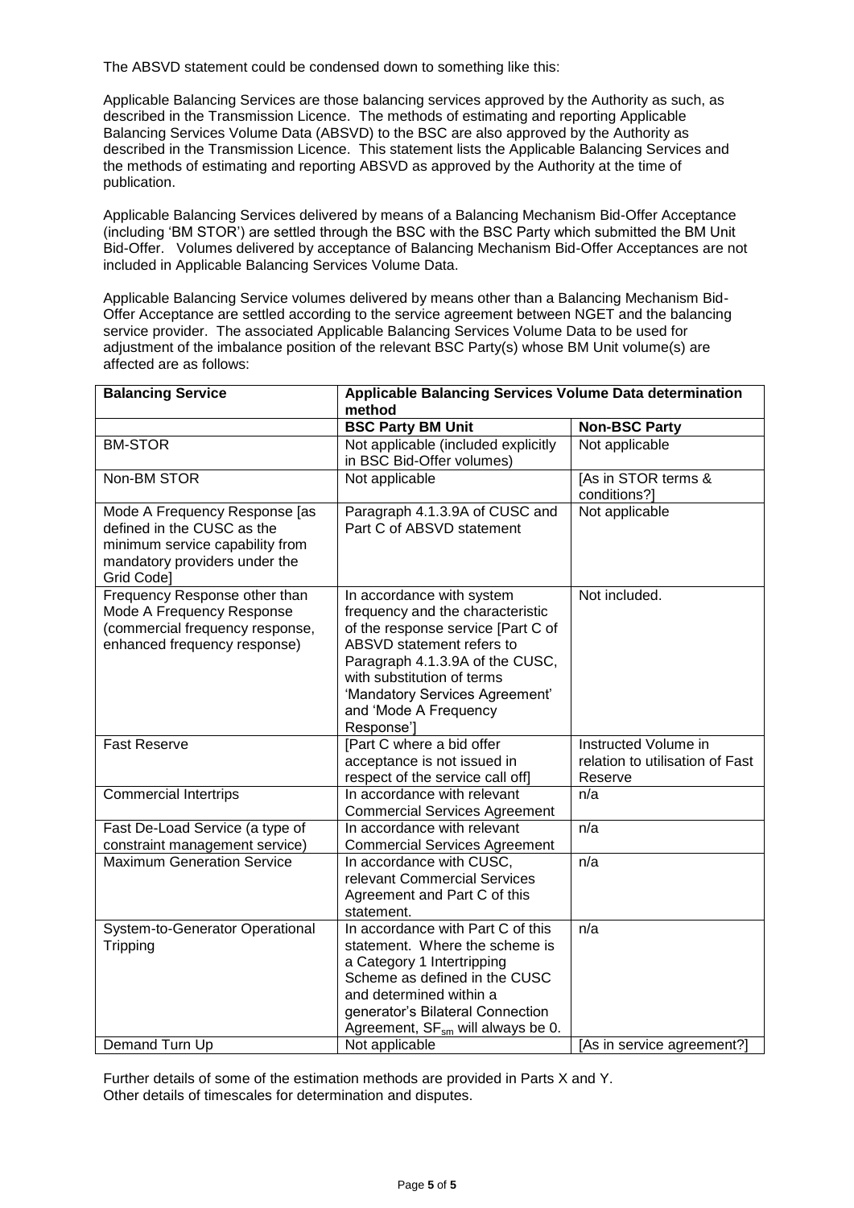The ABSVD statement could be condensed down to something like this:

Applicable Balancing Services are those balancing services approved by the Authority as such, as described in the Transmission Licence. The methods of estimating and reporting Applicable Balancing Services Volume Data (ABSVD) to the BSC are also approved by the Authority as described in the Transmission Licence. This statement lists the Applicable Balancing Services and the methods of estimating and reporting ABSVD as approved by the Authority at the time of publication.

Applicable Balancing Services delivered by means of a Balancing Mechanism Bid-Offer Acceptance (including 'BM STOR') are settled through the BSC with the BSC Party which submitted the BM Unit Bid-Offer. Volumes delivered by acceptance of Balancing Mechanism Bid-Offer Acceptances are not included in Applicable Balancing Services Volume Data.

Applicable Balancing Service volumes delivered by means other than a Balancing Mechanism Bid-Offer Acceptance are settled according to the service agreement between NGET and the balancing service provider. The associated Applicable Balancing Services Volume Data to be used for adjustment of the imbalance position of the relevant BSC Party(s) whose BM Unit volume(s) are affected are as follows:

| **Balancing Service** | **Applicable Balancing Services Volume Data determination method** | |
|---|---|---|
| | **BSC Party BM Unit** | **Non-BSC Party** |
| BM-STOR | Not applicable (included explicitly in BSC Bid-Offer volumes) | Not applicable |
| Non-BM STOR | Not applicable | [As in STOR terms & conditions?] |
| Mode A Frequency Response [as defined in the CUSC as the minimum service capability from mandatory providers under the Grid Code] | Paragraph 4.1.3.9A of CUSC and Part C of ABSVD statement | Not applicable |
| Frequency Response other than Mode A Frequency Response (commercial frequency response, enhanced frequency response) | In accordance with system frequency and the characteristic of the response service [Part C of ABSVD statement refers to Paragraph 4.1.3.9A of the CUSC, with substitution of terms 'Mandatory Services Agreement' and 'Mode A Frequency Response'] | Not included. |
| Fast Reserve | [Part C where a bid offer acceptance is not issued in respect of the service call off] | Instructed Volume in relation to utilisation of Fast Reserve |
| Commercial Intertrips | In accordance with relevant Commercial Services Agreement | n/a |
| Fast De-Load Service (a type of constraint management service) | In accordance with relevant Commercial Services Agreement | n/a |
| Maximum Generation Service | In accordance with CUSC, relevant Commercial Services Agreement and Part C of this statement. | n/a |
| System-to-Generator Operational Tripping | In accordance with Part C of this statement. Where the scheme is a Category 1 Intertripping Scheme as defined in the CUSC and determined within a generator's Bilateral Connection Agreement, $SF_{sm}$ will always be 0. | n/a |
| Demand Turn Up | Not applicable | [As in service agreement?] |

Further details of some of the estimation methods are provided in Parts X and Y.
Other details of timescales for determination and disputes.